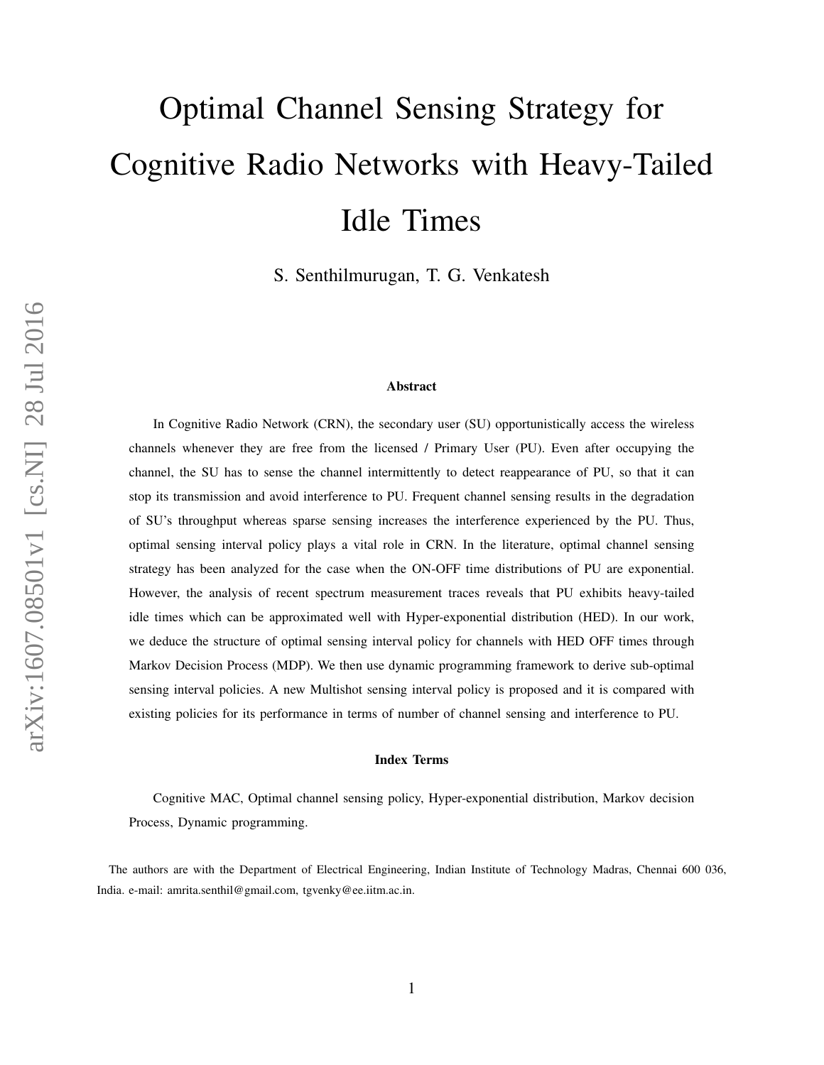# Optimal Channel Sensing Strategy for Cognitive Radio Networks with Heavy-Tailed Idle Times

S. Senthilmurugan, T. G. Venkatesh

## Abstract

In Cognitive Radio Network (CRN), the secondary user (SU) opportunistically access the wireless channels whenever they are free from the licensed / Primary User (PU). Even after occupying the channel, the SU has to sense the channel intermittently to detect reappearance of PU, so that it can stop its transmission and avoid interference to PU. Frequent channel sensing results in the degradation of SU's throughput whereas sparse sensing increases the interference experienced by the PU. Thus, optimal sensing interval policy plays a vital role in CRN. In the literature, optimal channel sensing strategy has been analyzed for the case when the ON-OFF time distributions of PU are exponential. However, the analysis of recent spectrum measurement traces reveals that PU exhibits heavy-tailed idle times which can be approximated well with Hyper-exponential distribution (HED). In our work, we deduce the structure of optimal sensing interval policy for channels with HED OFF times through Markov Decision Process (MDP). We then use dynamic programming framework to derive sub-optimal sensing interval policies. A new Multishot sensing interval policy is proposed and it is compared with existing policies for its performance in terms of number of channel sensing and interference to PU.

## Index Terms

Cognitive MAC, Optimal channel sensing policy, Hyper-exponential distribution, Markov decision Process, Dynamic programming.

The authors are with the Department of Electrical Engineering, Indian Institute of Technology Madras, Chennai 600 036, India. e-mail: amrita.senthil@gmail.com, tgvenky@ee.iitm.ac.in.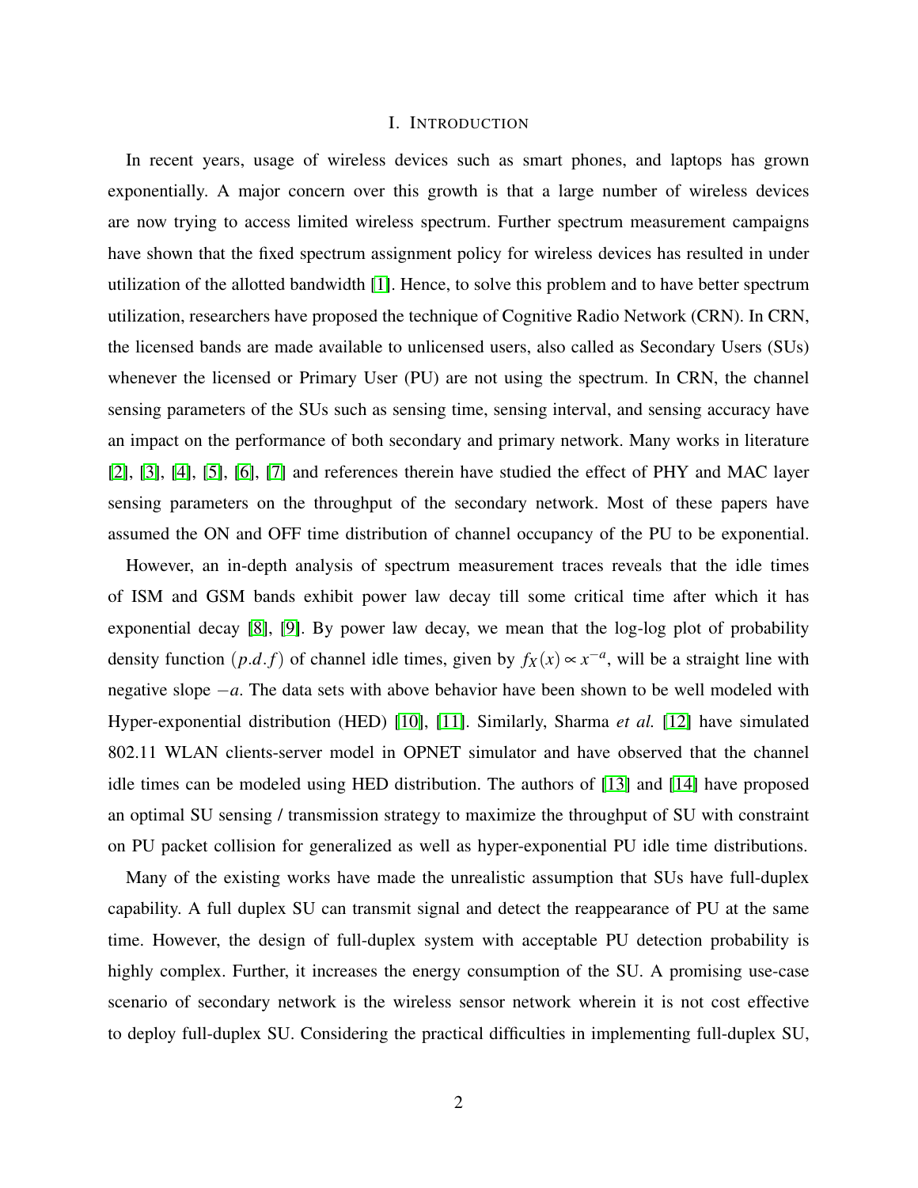## I. Introduction

In recent years, usage of wireless devices such as smart phones, and laptops has grown exponentially. A major concern over this growth is that a large number of wireless devices are now trying to access limited wireless spectrum. Further spectrum measurement campaigns have shown that the fixed spectrum assignment policy for wireless devices has resulted in under utilization of the allotted bandwidth [1]. Hence, to solve this problem and to have better spectrum utilization, researchers have proposed the technique of Cognitive Radio Network (CRN). In CRN, the licensed bands are made available to unlicensed users, also called as Secondary Users (SUs) whenever the licensed or Primary User (PU) are not using the spectrum. In CRN, the channel sensing parameters of the SUs such as sensing time, sensing interval, and sensing accuracy have an impact on the performance of both secondary and primary network. Many works in literature [2], [3], [4], [5], [6], [7] and references therein have studied the effect of PHY and MAC layer sensing parameters on the throughput of the secondary network. Most of these papers have assumed the ON and OFF time distribution of channel occupancy of the PU to be exponential.

However, an in-depth analysis of spectrum measurement traces reveals that the idle times of ISM and GSM bands exhibit power law decay till some critical time after which it has exponential decay [8], [9]. By power law decay, we mean that the log-log plot of probability density function $(p.d.f)$ of channel idle times, given by $f_X(x) \propto x^{-a}$, will be a straight line with negative slope $-a$. The data sets with above behavior have been shown to be well modeled with Hyper-exponential distribution (HED) [10], [11]. Similarly, Sharma *et al.* [12] have simulated 802.11 WLAN clients-server model in OPNET simulator and have observed that the channel idle times can be modeled using HED distribution. The authors of [13] and [14] have proposed an optimal SU sensing / transmission strategy to maximize the throughput of SU with constraint on PU packet collision for generalized as well as hyper-exponential PU idle time distributions.

Many of the existing works have made the unrealistic assumption that SUs have full-duplex capability. A full duplex SU can transmit signal and detect the reappearance of PU at the same time. However, the design of full-duplex system with acceptable PU detection probability is highly complex. Further, it increases the energy consumption of the SU. A promising use-case scenario of secondary network is the wireless sensor network wherein it is not cost effective to deploy full-duplex SU. Considering the practical difficulties in implementing full-duplex SU,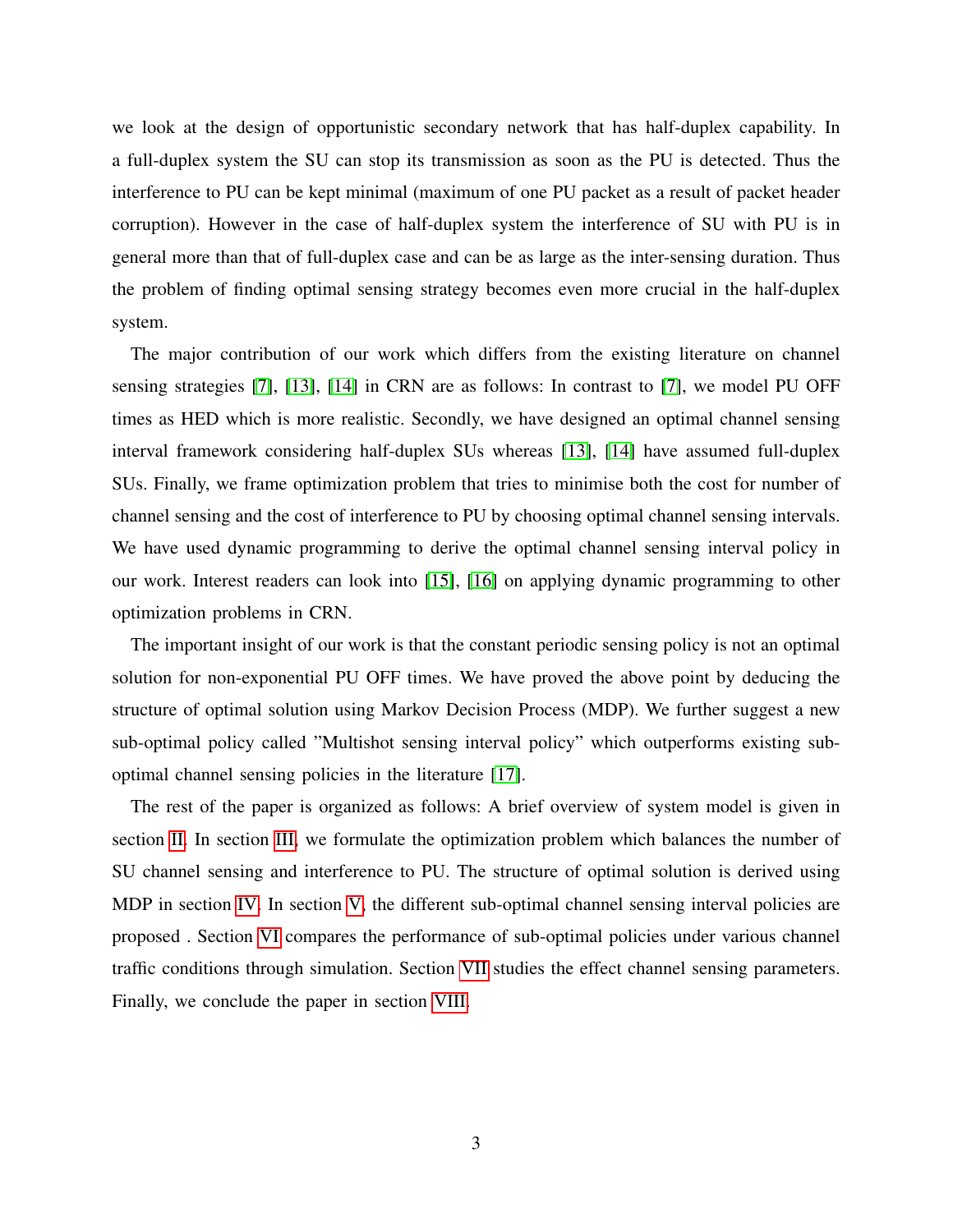we look at the design of opportunistic secondary network that has half-duplex capability. In a full-duplex system the SU can stop its transmission as soon as the PU is detected. Thus the interference to PU can be kept minimal (maximum of one PU packet as a result of packet header corruption). However in the case of half-duplex system the interference of SU with PU is in general more than that of full-duplex case and can be as large as the inter-sensing duration. Thus the problem of finding optimal sensing strategy becomes even more crucial in the half-duplex system.

The major contribution of our work which differs from the existing literature on channel sensing strategies [7], [13], [14] in CRN are as follows: In contrast to [7], we model PU OFF times as HED which is more realistic. Secondly, we have designed an optimal channel sensing interval framework considering half-duplex SUs whereas [13], [14] have assumed full-duplex SUs. Finally, we frame optimization problem that tries to minimise both the cost for number of channel sensing and the cost of interference to PU by choosing optimal channel sensing intervals. We have used dynamic programming to derive the optimal channel sensing interval policy in our work. Interest readers can look into [15], [16] on applying dynamic programming to other optimization problems in CRN.

The important insight of our work is that the constant periodic sensing policy is not an optimal solution for non-exponential PU OFF times. We have proved the above point by deducing the structure of optimal solution using Markov Decision Process (MDP). We further suggest a new sub-optimal policy called "Multishot sensing interval policy" which outperforms existing sub-optimal channel sensing policies in the literature [17].

The rest of the paper is organized as follows: A brief overview of system model is given in section II. In section III, we formulate the optimization problem which balances the number of SU channel sensing and interference to PU. The structure of optimal solution is derived using MDP in section IV. In section V, the different sub-optimal channel sensing interval policies are proposed . Section VI compares the performance of sub-optimal policies under various channel traffic conditions through simulation. Section VII studies the effect channel sensing parameters. Finally, we conclude the paper in section VIII.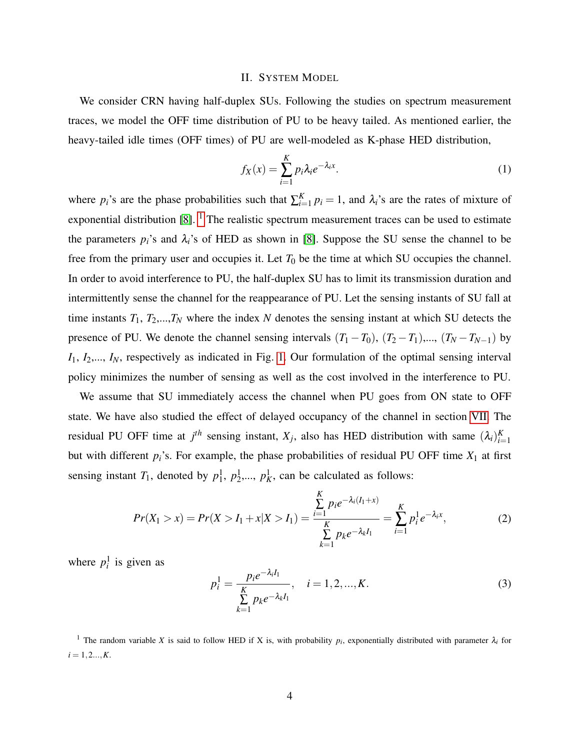## II. System Model

We consider CRN having half-duplex SUs. Following the studies on spectrum measurement traces, we model the OFF time distribution of PU to be heavy tailed. As mentioned earlier, the heavy-tailed idle times (OFF times) of PU are well-modeled as K-phase HED distribution,

$$f_X(x) = \sum_{i=1}^{K} p_i \lambda_i e^{-\lambda_i x}. \tag{1}$$

where $p_i$'s are the phase probabilities such that $\sum_{i=1}^{K} p_i = 1$, and $\lambda_i$'s are the rates of mixture of exponential distribution [8]. [1] The realistic spectrum measurement traces can be used to estimate the parameters $p_i$'s and $\lambda_i$'s of HED as shown in [8]. Suppose the SU sense the channel to be free from the primary user and occupies it. Let $T_0$ be the time at which SU occupies the channel. In order to avoid interference to PU, the half-duplex SU has to limit its transmission duration and intermittently sense the channel for the reappearance of PU. Let the sensing instants of SU fall at time instants $T_1$, $T_2$,...,$T_N$ where the index $N$ denotes the sensing instant at which SU detects the presence of PU. We denote the channel sensing intervals $(T_1 - T_0)$, $(T_2 - T_1)$,..., $(T_N - T_{N-1})$ by $I_1$, $I_2$,..., $I_N$, respectively as indicated in Fig. 1. Our formulation of the optimal sensing interval policy minimizes the number of sensing as well as the cost involved in the interference to PU.

We assume that SU immediately access the channel when PU goes from ON state to OFF state. We have also studied the effect of delayed occupancy of the channel in section VII. The residual PU OFF time at $j^{th}$ sensing instant, $X_j$, also has HED distribution with same $(\lambda_i)_{i=1}^{K}$ but with different $p_i$'s. For example, the phase probabilities of residual PU OFF time $X_1$ at first sensing instant $T_1$, denoted by $p_1^1$, $p_2^1$,..., $p_K^1$, can be calculated as follows:

$$Pr(X_1 > x) = Pr(X > I_1 + x | X > I_1) = \frac{\sum\limits_{i=1}^{K} p_i e^{-\lambda_i (I_1 + x)}}{\sum\limits_{k=1}^{K} p_k e^{-\lambda_k I_1}} = \sum_{i=1}^{K} p_i^1 e^{-\lambda_i x}, \tag{2}$$

where $p_i^1$ is given as

$$p_i^1 = \frac{p_i e^{-\lambda_i I_1}}{\sum\limits_{k=1}^{K} p_k e^{-\lambda_k I_1}}, \quad i = 1, 2, ..., K. \tag{3}$$

[1] The random variable $X$ is said to follow HED if X is, with probability $p_i$, exponentially distributed with parameter $\lambda_i$ for $i = 1, 2..., K$.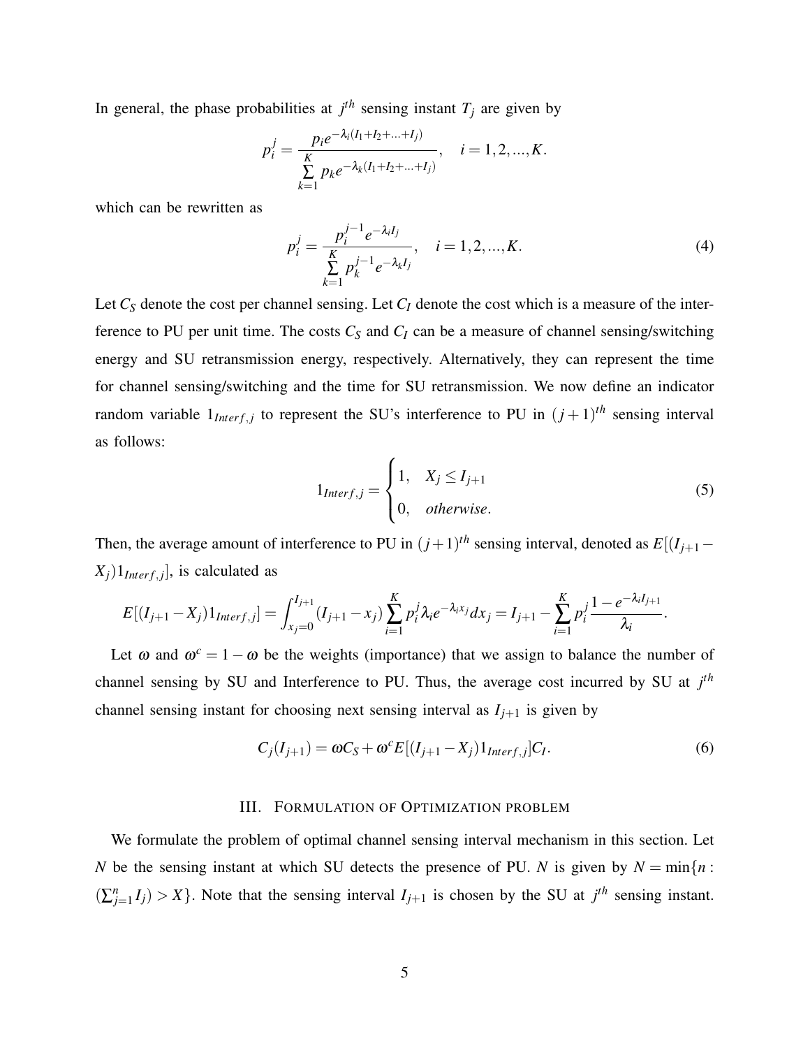In general, the phase probabilities at $j^{th}$ sensing instant $T_j$ are given by

$$p_i^j = \frac{p_i e^{-\lambda_i (I_1 + I_2 + \ldots + I_j)}}{\sum_{k=1}^{K} p_k e^{-\lambda_k (I_1 + I_2 + \ldots + I_j)}}, \quad i = 1, 2, \ldots, K.$$

which can be rewritten as

$$p_i^j = \frac{p_i^{j-1} e^{-\lambda_i I_j}}{\sum_{k=1}^{K} p_k^{j-1} e^{-\lambda_k I_j}}, \quad i = 1, 2, \ldots, K. \tag{4}$$

Let $C_S$ denote the cost per channel sensing. Let $C_I$ denote the cost which is a measure of the interference to PU per unit time. The costs $C_S$ and $C_I$ can be a measure of channel sensing/switching energy and SU retransmission energy, respectively. Alternatively, they can represent the time for channel sensing/switching and the time for SU retransmission. We now define an indicator random variable $1_{Interf,j}$ to represent the SU's interference to PU in $(j+1)^{th}$ sensing interval as follows:

$$1_{Interf,j} = \begin{cases} 1, & X_j \leq I_{j+1} \\ 0, & otherwise. \end{cases} \tag{5}$$

Then, the average amount of interference to PU in $(j+1)^{th}$ sensing interval, denoted as $E[(I_{j+1} - X_j) 1_{Interf,j}]$, is calculated as

$$E[(I_{j+1} - X_j) 1_{Interf,j}] = \int_{x_j=0}^{I_{j+1}} (I_{j+1} - x_j) \sum_{i=1}^{K} p_i^j \lambda_i e^{-\lambda_i x_j} dx_j = I_{j+1} - \sum_{i=1}^{K} p_i^j \frac{1 - e^{-\lambda_i I_{j+1}}}{\lambda_i}.$$

Let $\omega$ and $\omega^c = 1 - \omega$ be the weights (importance) that we assign to balance the number of channel sensing by SU and Interference to PU. Thus, the average cost incurred by SU at $j^{th}$ channel sensing instant for choosing next sensing interval as $I_{j+1}$ is given by

$$C_j(I_{j+1}) = \omega C_S + \omega^c E[(I_{j+1} - X_j) 1_{Interf,j}] C_I. \tag{6}$$

## III. Formulation of Optimization problem

We formulate the problem of optimal channel sensing interval mechanism in this section. Let $N$ be the sensing instant at which SU detects the presence of PU. $N$ is given by $N = \min\{n : (\sum_{j=1}^{n} I_j) > X\}$. Note that the sensing interval $I_{j+1}$ is chosen by the SU at $j^{th}$ sensing instant.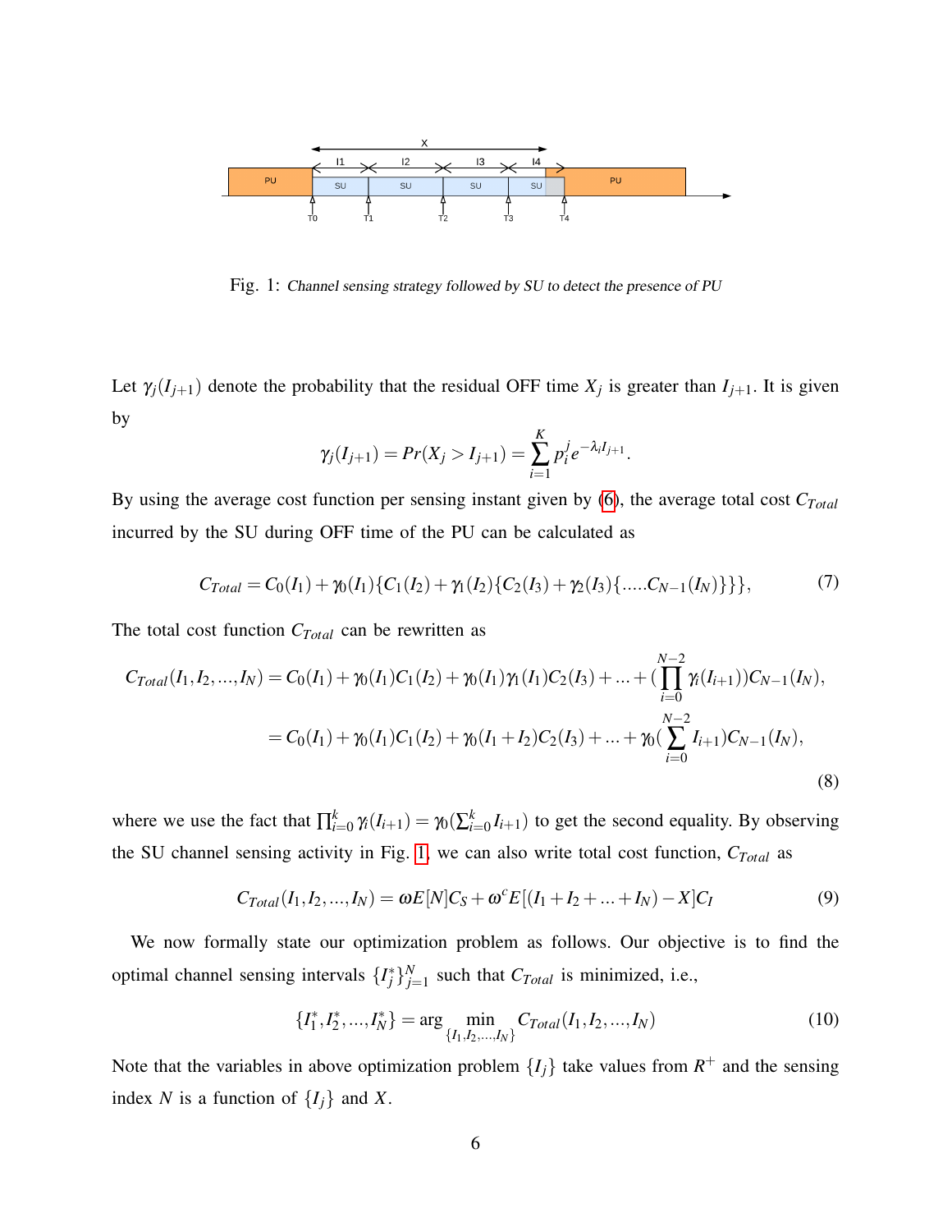Fig. 1: *Channel sensing strategy followed by SU to detect the presence of PU*

Let $\gamma_j(I_{j+1})$ denote the probability that the residual OFF time $X_j$ is greater than $I_{j+1}$. It is given by

$$\gamma_j(I_{j+1}) = Pr(X_j > I_{j+1}) = \sum_{i=1}^{K} p_i^j e^{-\lambda_i I_{j+1}}.$$

By using the average cost function per sensing instant given by (6), the average total cost $C_{Total}$ incurred by the SU during OFF time of the PU can be calculated as

$$C_{Total} = C_0(I_1) + \gamma_0(I_1)\{C_1(I_2) + \gamma_1(I_2)\{C_2(I_3) + \gamma_2(I_3)\{.....C_{N-1}(I_N)\}\}\}, \tag{7}$$

The total cost function $C_{Total}$ can be rewritten as

$$\begin{aligned} C_{Total}(I_1, I_2, ..., I_N) &= C_0(I_1) + \gamma_0(I_1)C_1(I_2) + \gamma_0(I_1)\gamma_1(I_1)C_2(I_3) + ... + (\prod_{i=0}^{N-2} \gamma_i(I_{i+1}))C_{N-1}(I_N), \\ &= C_0(I_1) + \gamma_0(I_1)C_1(I_2) + \gamma_0(I_1 + I_2)C_2(I_3) + ... + \gamma_0(\sum_{i=0}^{N-2} I_{i+1})C_{N-1}(I_N), \end{aligned} \tag{8}$$

where we use the fact that $\prod_{i=0}^{k} \gamma_i(I_{i+1}) = \gamma_0(\sum_{i=0}^{k} I_{i+1})$ to get the second equality. By observing the SU channel sensing activity in Fig. 1, we can also write total cost function, $C_{Total}$ as

$$C_{Total}(I_1, I_2, ..., I_N) = \omega E[N]C_S + \omega^c E[(I_1 + I_2 + ... + I_N) - X]C_I \tag{9}$$

We now formally state our optimization problem as follows. Our objective is to find the optimal channel sensing intervals $\{I_j^*\}_{j=1}^{N}$ such that $C_{Total}$ is minimized, i.e.,

$$\{I_1^*, I_2^*, ..., I_N^*\} = \arg \min_{\{I_1, I_2, ..., I_N\}} C_{Total}(I_1, I_2, ..., I_N) \tag{10}$$

Note that the variables in above optimization problem $\{I_j\}$ take values from $R^+$ and the sensing index $N$ is a function of $\{I_j\}$ and $X$.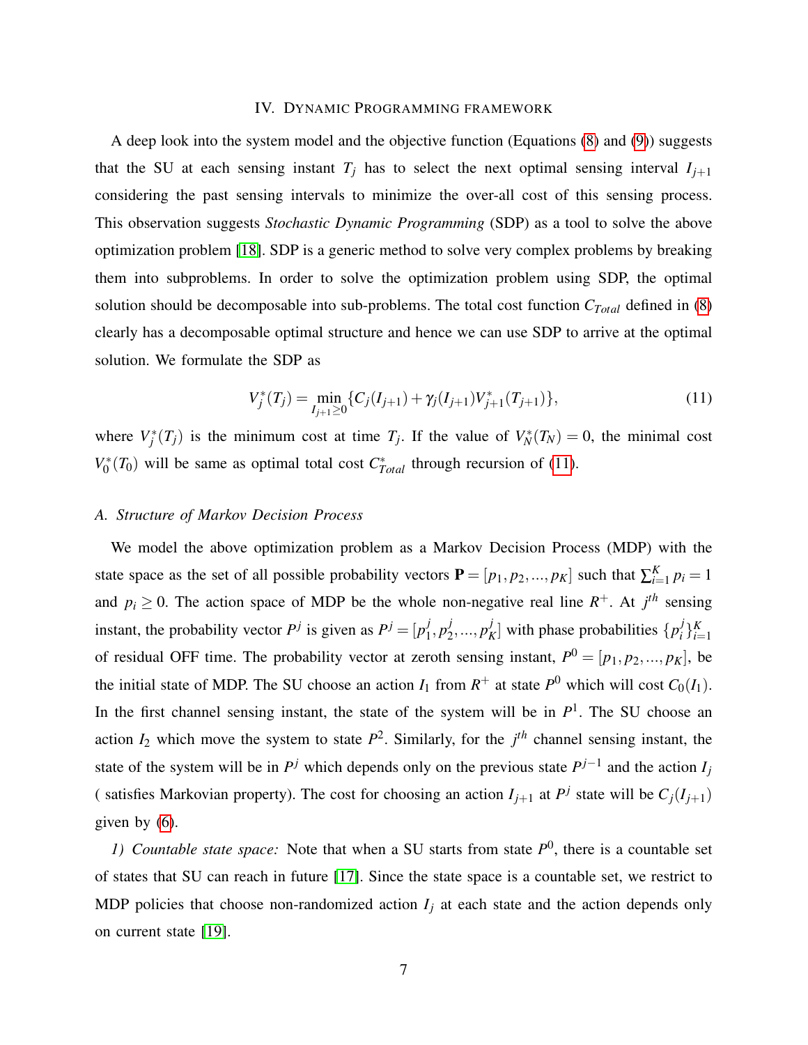## IV. Dynamic Programming framework

A deep look into the system model and the objective function (Equations (8) and (9)) suggests that the SU at each sensing instant $T_j$ has to select the next optimal sensing interval $I_{j+1}$ considering the past sensing intervals to minimize the over-all cost of this sensing process. This observation suggests *Stochastic Dynamic Programming* (SDP) as a tool to solve the above optimization problem [18]. SDP is a generic method to solve very complex problems by breaking them into subproblems. In order to solve the optimization problem using SDP, the optimal solution should be decomposable into sub-problems. The total cost function $C_{Total}$ defined in (8) clearly has a decomposable optimal structure and hence we can use SDP to arrive at the optimal solution. We formulate the SDP as

$$V_j^*(T_j) = \min_{I_{j+1} \geq 0} \{C_j(I_{j+1}) + \gamma_j(I_{j+1}) V_{j+1}^*(T_{j+1})\}, \tag{11}$$

where $V_j^*(T_j)$ is the minimum cost at time $T_j$. If the value of $V_N^*(T_N) = 0$, the minimal cost $V_0^*(T_0)$ will be same as optimal total cost $C_{Total}^*$ through recursion of (11).

### A. Structure of Markov Decision Process

We model the above optimization problem as a Markov Decision Process (MDP) with the state space as the set of all possible probability vectors $\mathbf{P} = [p_1, p_2, ..., p_K]$ such that $\sum_{i=1}^{K} p_i = 1$ and $p_i \geq 0$. The action space of MDP be the whole non-negative real line $R^+$. At $j^{th}$ sensing instant, the probability vector $P^j$ is given as $P^j = [p_1^j, p_2^j, ..., p_K^j]$ with phase probabilities $\{p_i^j\}_{i=1}^K$ of residual OFF time. The probability vector at zeroth sensing instant, $P^0 = [p_1, p_2, ..., p_K]$, be the initial state of MDP. The SU choose an action $I_1$ from $R^+$ at state $P^0$ which will cost $C_0(I_1)$. In the first channel sensing instant, the state of the system will be in $P^1$. The SU choose an action $I_2$ which move the system to state $P^2$. Similarly, for the $j^{th}$ channel sensing instant, the state of the system will be in $P^j$ which depends only on the previous state $P^{j-1}$ and the action $I_j$ ( satisfies Markovian property). The cost for choosing an action $I_{j+1}$ at $P^j$ state will be $C_j(I_{j+1})$ given by (6).

*1) Countable state space:* Note that when a SU starts from state $P^0$, there is a countable set of states that SU can reach in future [17]. Since the state space is a countable set, we restrict to MDP policies that choose non-randomized action $I_j$ at each state and the action depends only on current state [19].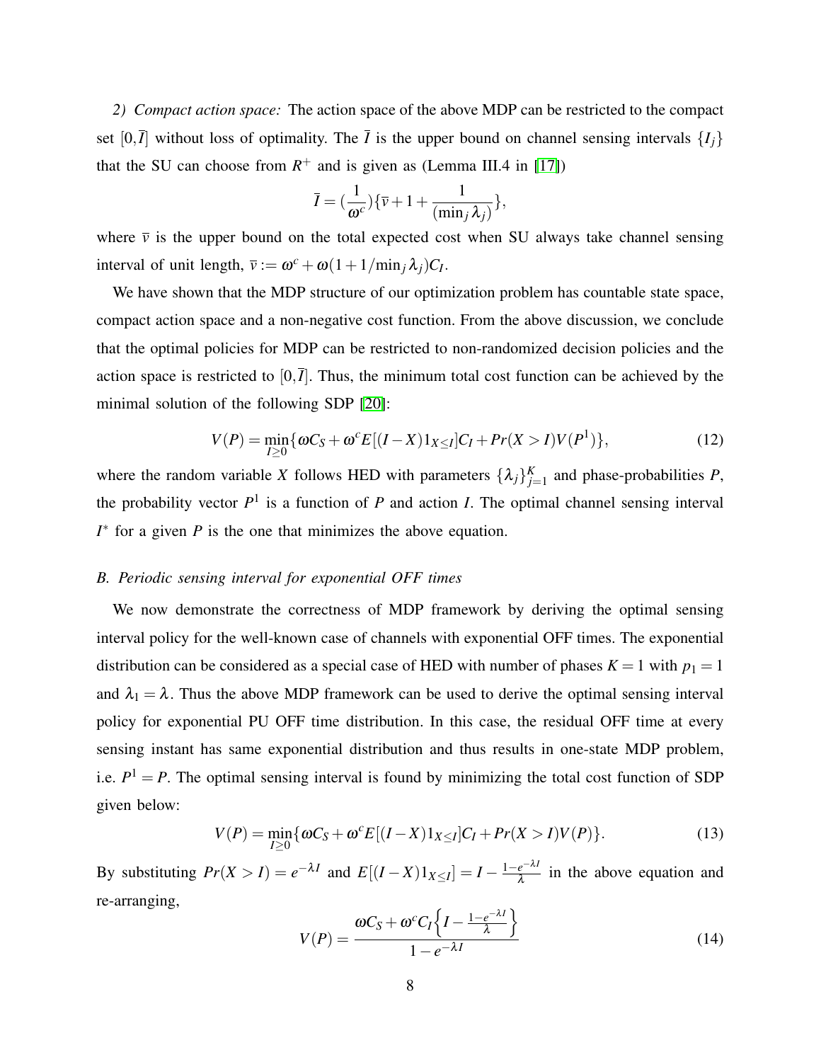*2) Compact action space:* The action space of the above MDP can be restricted to the compact set $[0,\overline{I}]$ without loss of optimality. The $\overline{I}$ is the upper bound on channel sensing intervals $\{I_j\}$ that the SU can choose from $R^+$ and is given as (Lemma III.4 in [17])

$$\overline{I} = (\frac{1}{\omega^c})\{\overline{v} + 1 + \frac{1}{(\min_j \lambda_j)}\},$$

where $\overline{v}$ is the upper bound on the total expected cost when SU always take channel sensing interval of unit length, $\overline{v} := \omega^c + \omega(1 + 1/\min_j \lambda_j)C_I$.

We have shown that the MDP structure of our optimization problem has countable state space, compact action space and a non-negative cost function. From the above discussion, we conclude that the optimal policies for MDP can be restricted to non-randomized decision policies and the action space is restricted to $[0,\overline{I}]$. Thus, the minimum total cost function can be achieved by the minimal solution of the following SDP [20]:

$$V(P) = \min_{I \geq 0}\{\omega C_S + \omega^c E[(I-X)1_{X \leq I}]C_I + Pr(X > I)V(P^1)\}, \tag{12}$$

where the random variable $X$ follows HED with parameters $\{\lambda_j\}_{j=1}^{K}$ and phase-probabilities $P$, the probability vector $P^1$ is a function of $P$ and action $I$. The optimal channel sensing interval $I^*$ for a given $P$ is the one that minimizes the above equation.

### *B. Periodic sensing interval for exponential OFF times*

We now demonstrate the correctness of MDP framework by deriving the optimal sensing interval policy for the well-known case of channels with exponential OFF times. The exponential distribution can be considered as a special case of HED with number of phases $K = 1$ with $p_1 = 1$ and $\lambda_1 = \lambda$. Thus the above MDP framework can be used to derive the optimal sensing interval policy for exponential PU OFF time distribution. In this case, the residual OFF time at every sensing instant has same exponential distribution and thus results in one-state MDP problem, i.e. $P^1 = P$. The optimal sensing interval is found by minimizing the total cost function of SDP given below:

$$V(P) = \min_{I \geq 0}\{\omega C_S + \omega^c E[(I-X)1_{X \leq I}]C_I + Pr(X > I)V(P)\}. \tag{13}$$

By substituting $Pr(X > I) = e^{-\lambda I}$ and $E[(I-X)1_{X \leq I}] = I - \frac{1-e^{-\lambda I}}{\lambda}$ in the above equation and re-arranging,

$$V(P) = \frac{\omega C_S + \omega^c C_I \left\{ I - \frac{1-e^{-\lambda I}}{\lambda} \right\}}{1 - e^{-\lambda I}} \tag{14}$$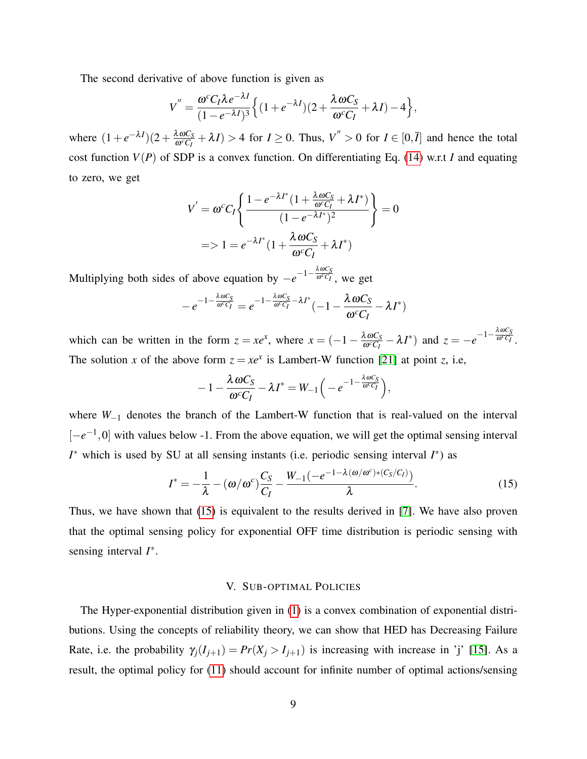The second derivative of above function is given as

$$V^{''} = \frac{\omega^c C_I \lambda e^{-\lambda I}}{(1-e^{-\lambda I})^3}\Big\{(1+e^{-\lambda I})(2+\frac{\lambda \omega C_S}{\omega^c C_I}+\lambda I)-4\Big\},$$

where $(1+e^{-\lambda I})(2+\frac{\lambda \omega C_S}{\omega^c C_I}+\lambda I) > 4$ for $I \geq 0$. Thus, $V^{''} > 0$ for $I \in [0, \bar{I}]$ and hence the total cost function $V(P)$ of SDP is a convex function. On differentiating Eq. (14) w.r.t $I$ and equating to zero, we get

$$V^{'} = \omega^c C_I \left\{ \frac{1 - e^{-\lambda I^*}(1+\frac{\lambda \omega C_S}{\omega^c C_I}+\lambda I^*)}{(1-e^{-\lambda I^*})^2} \right\} = 0$$

$$=> 1 = e^{-\lambda I^*}(1+\frac{\lambda \omega C_S}{\omega^c C_I}+\lambda I^*)$$

Multiplying both sides of above equation by $-e^{-1-\frac{\lambda \omega C_S}{\omega^c C_I}}$, we get

$$-e^{-1-\frac{\lambda \omega C_S}{\omega^c C_I}} = e^{-1-\frac{\lambda \omega C_S}{\omega^c C_I}-\lambda I^*}(-1-\frac{\lambda \omega C_S}{\omega^c C_I}-\lambda I^*)$$

which can be written in the form $z = xe^x$, where $x = (-1-\frac{\lambda \omega C_S}{\omega^c C_I}-\lambda I^*)$ and $z = -e^{-1-\frac{\lambda \omega C_S}{\omega^c C_I}}$. The solution $x$ of the above form $z = xe^x$ is Lambert-W function [21] at point $z$, i.e,

$$-1-\frac{\lambda \omega C_S}{\omega^c C_I}-\lambda I^* = W_{-1}\Big(-e^{-1-\frac{\lambda \omega C_S}{\omega^c C_I}}\Big),$$

where $W_{-1}$ denotes the branch of the Lambert-W function that is real-valued on the interval $[-e^{-1}, 0]$ with values below -1. From the above equation, we will get the optimal sensing interval $I^*$ which is used by SU at all sensing instants (i.e. periodic sensing interval $I^*$) as

$$I^* = -\frac{1}{\lambda} - (\omega/\omega^c)\frac{C_S}{C_I} - \frac{W_{-1}(-e^{-1-\lambda(\omega/\omega^c)*(C_S/C_I)})}{\lambda}. \tag{15}$$

Thus, we have shown that (15) is equivalent to the results derived in [7]. We have also proven that the optimal sensing policy for exponential OFF time distribution is periodic sensing with sensing interval $I^*$.

## V. Sub-optimal Policies

The Hyper-exponential distribution given in (1) is a convex combination of exponential distributions. Using the concepts of reliability theory, we can show that HED has Decreasing Failure Rate, i.e. the probability $\gamma_j(I_{j+1}) = Pr(X_j > I_{j+1})$ is increasing with increase in 'j' [15]. As a result, the optimal policy for (11) should account for infinite number of optimal actions/sensing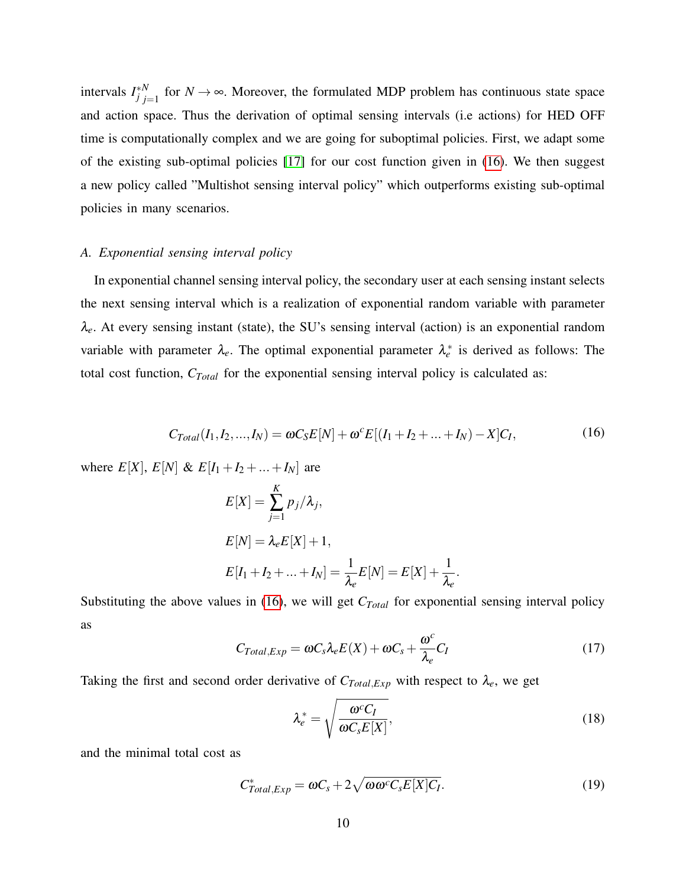intervals $I_j^{*N}{}_{j=1}$ for $N \to \infty$. Moreover, the formulated MDP problem has continuous state space and action space. Thus the derivation of optimal sensing intervals (i.e actions) for HED OFF time is computationally complex and we are going for suboptimal policies. First, we adapt some of the existing sub-optimal policies [17] for our cost function given in (16). We then suggest a new policy called "Multishot sensing interval policy" which outperforms existing sub-optimal policies in many scenarios.

### *A. Exponential sensing interval policy*

In exponential channel sensing interval policy, the secondary user at each sensing instant selects the next sensing interval which is a realization of exponential random variable with parameter $\lambda_e$. At every sensing instant (state), the SU's sensing interval (action) is an exponential random variable with parameter $\lambda_e$. The optimal exponential parameter $\lambda_e^*$ is derived as follows: The total cost function, $C_{Total}$ for the exponential sensing interval policy is calculated as:

$$C_{Total}(I_1, I_2, ..., I_N) = \omega C_S E[N] + \omega^c E[(I_1 + I_2 + ... + I_N) - X] C_I, \tag{16}$$

where $E[X]$, $E[N]$ & $E[I_1 + I_2 + ... + I_N]$ are

$$E[X] = \sum_{j=1}^{K} p_j / \lambda_j,$$

$$E[N] = \lambda_e E[X] + 1,$$

$$E[I_1 + I_2 + ... + I_N] = \frac{1}{\lambda_e} E[N] = E[X] + \frac{1}{\lambda_e}.$$

Substituting the above values in (16), we will get $C_{Total}$ for exponential sensing interval policy as

$$C_{Total,Exp} = \omega C_s \lambda_e E(X) + \omega C_s + \frac{\omega^c}{\lambda_e} C_I \tag{17}$$

Taking the first and second order derivative of $C_{Total,Exp}$ with respect to $\lambda_e$, we get

$$\lambda_e^* = \sqrt{\frac{\omega^c C_I}{\omega C_s E[X]}}, \tag{18}$$

and the minimal total cost as

$$C_{Total,Exp}^* = \omega C_s + 2\sqrt{\omega \omega^c C_s E[X] C_I}. \tag{19}$$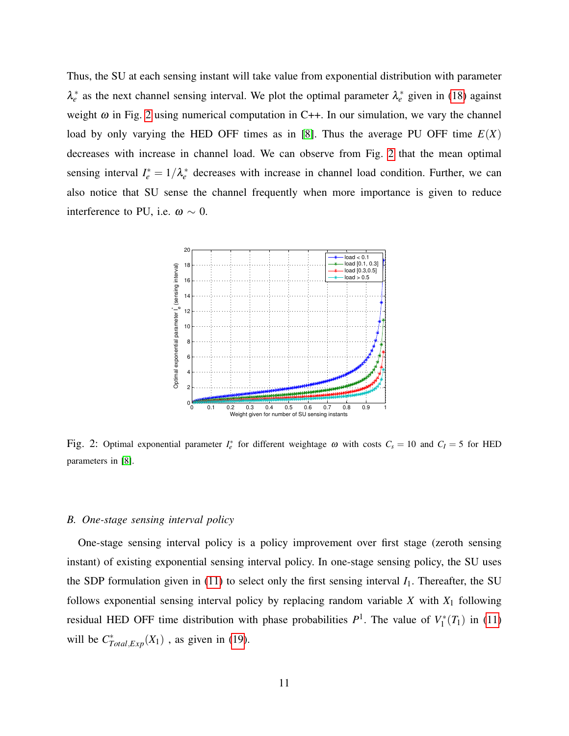Thus, the SU at each sensing instant will take value from exponential distribution with parameter $\lambda_e^*$ as the next channel sensing interval. We plot the optimal parameter $\lambda_e^*$ given in (18) against weight $\omega$ in Fig. 2 using numerical computation in C++. In our simulation, we vary the channel load by only varying the HED OFF times as in [8]. Thus the average PU OFF time $E(X)$ decreases with increase in channel load. We can observe from Fig. 2 that the mean optimal sensing interval $I_e^* = 1/\lambda_e^*$ decreases with increase in channel load condition. Further, we can also notice that SU sense the channel frequently when more importance is given to reduce interference to PU, i.e. $\omega \sim 0$.

Fig. 2: Optimal exponential parameter $I_e^*$ for different weightage $\omega$ with costs $C_s = 10$ and $C_I = 5$ for HED parameters in [8].

### B. One-stage sensing interval policy

One-stage sensing interval policy is a policy improvement over first stage (zeroth sensing instant) of existing exponential sensing interval policy. In one-stage sensing policy, the SU uses the SDP formulation given in (11) to select only the first sensing interval $I_1$. Thereafter, the SU follows exponential sensing interval policy by replacing random variable $X$ with $X_1$ following residual HED OFF time distribution with phase probabilities $P^1$. The value of $V_1^*(T_1)$ in (11) will be $C^*_{Total,Exp}(X_1)$ , as given in (19).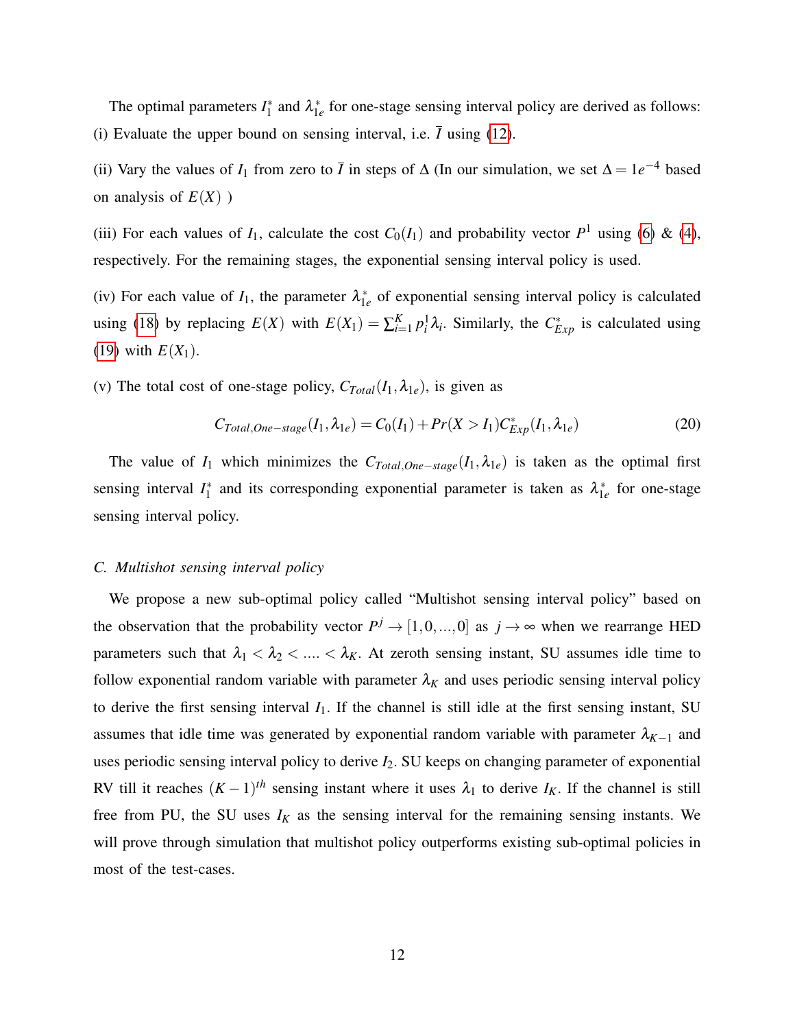The optimal parameters $I_1^*$ and $\lambda_{1e}^*$ for one-stage sensing interval policy are derived as follows: (i) Evaluate the upper bound on sensing interval, i.e. $\overline{I}$ using (12).

(ii) Vary the values of $I_1$ from zero to $\overline{I}$ in steps of $\Delta$ (In our simulation, we set $\Delta = 1e^{-4}$ based on analysis of $E(X)$ )

(iii) For each values of $I_1$, calculate the cost $C_0(I_1)$ and probability vector $P^1$ using (6) & (4), respectively. For the remaining stages, the exponential sensing interval policy is used.

(iv) For each value of $I_1$, the parameter $\lambda_{1e}^*$ of exponential sensing interval policy is calculated using (18) by replacing $E(X)$ with $E(X_1) = \sum_{i=1}^{K} p_i^1 \lambda_i$. Similarly, the $C_{Exp}^*$ is calculated using (19) with $E(X_1)$.

(v) The total cost of one-stage policy, $C_{Total}(I_1, \lambda_{1e})$, is given as

$$C_{Total,One-stage}(I_1, \lambda_{1e}) = C_0(I_1) + Pr(X > I_1) C_{Exp}^*(I_1, \lambda_{1e}) \tag{20}$$

The value of $I_1$ which minimizes the $C_{Total,One-stage}(I_1, \lambda_{1e})$ is taken as the optimal first sensing interval $I_1^*$ and its corresponding exponential parameter is taken as $\lambda_{1e}^*$ for one-stage sensing interval policy.

### *C. Multishot sensing interval policy*

We propose a new sub-optimal policy called "Multishot sensing interval policy" based on the observation that the probability vector $P^j \to [1, 0, ..., 0]$ as $j \to \infty$ when we rearrange HED parameters such that $\lambda_1 < \lambda_2 < .... < \lambda_K$. At zeroth sensing instant, SU assumes idle time to follow exponential random variable with parameter $\lambda_K$ and uses periodic sensing interval policy to derive the first sensing interval $I_1$. If the channel is still idle at the first sensing instant, SU assumes that idle time was generated by exponential random variable with parameter $\lambda_{K-1}$ and uses periodic sensing interval policy to derive $I_2$. SU keeps on changing parameter of exponential RV till it reaches $(K-1)^{th}$ sensing instant where it uses $\lambda_1$ to derive $I_K$. If the channel is still free from PU, the SU uses $I_K$ as the sensing interval for the remaining sensing instants. We will prove through simulation that multishot policy outperforms existing sub-optimal policies in most of the test-cases.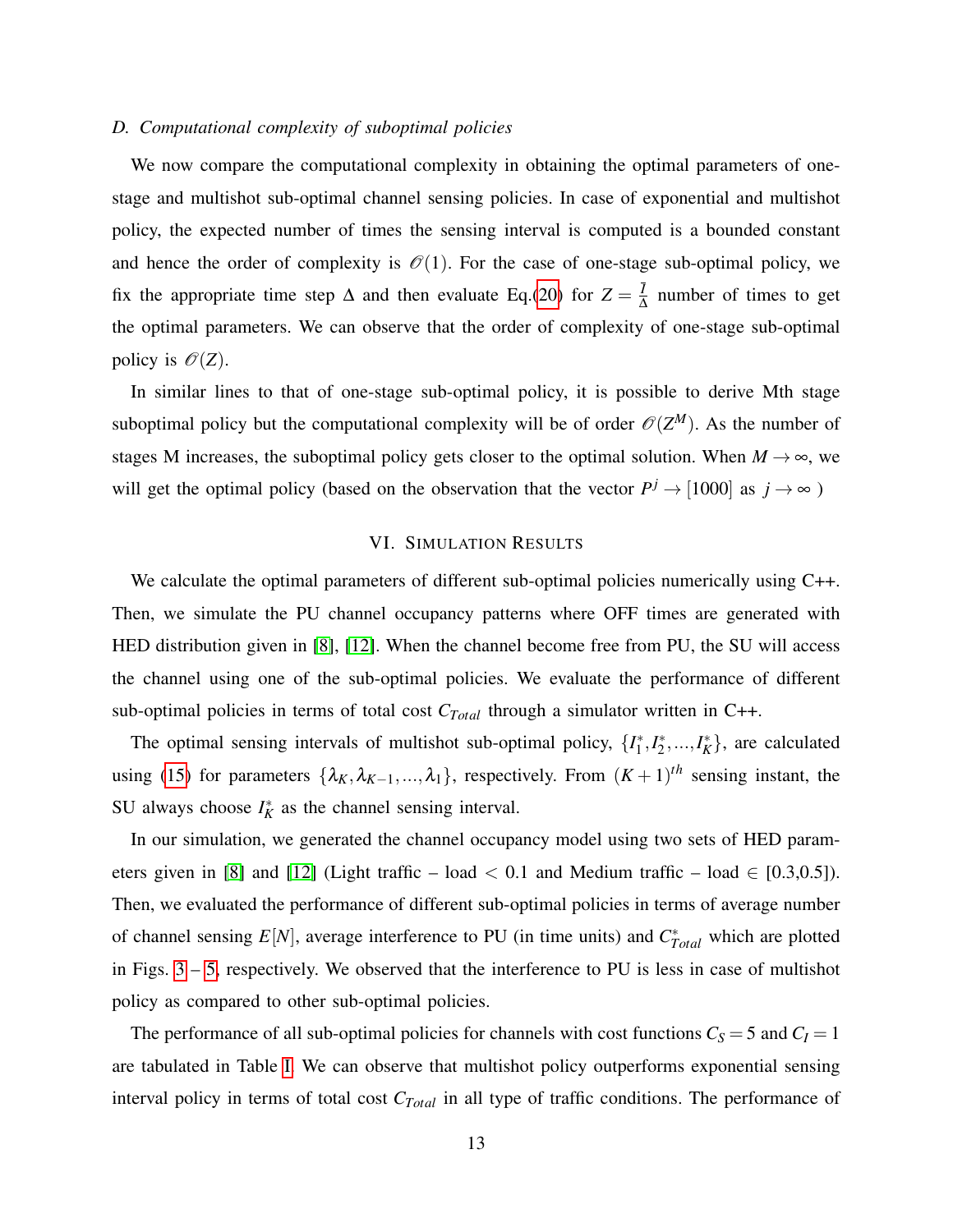### D. Computational complexity of suboptimal policies

We now compare the computational complexity in obtaining the optimal parameters of one-stage and multishot sub-optimal channel sensing policies. In case of exponential and multishot policy, the expected number of times the sensing interval is computed is a bounded constant and hence the order of complexity is $\mathcal{O}(1)$. For the case of one-stage sub-optimal policy, we fix the appropriate time step $\Delta$ and then evaluate Eq.(20) for $Z = \frac{\bar{I}}{\Delta}$ number of times to get the optimal parameters. We can observe that the order of complexity of one-stage sub-optimal policy is $\mathcal{O}(Z)$.

In similar lines to that of one-stage sub-optimal policy, it is possible to derive Mth stage suboptimal policy but the computational complexity will be of order $\mathcal{O}(Z^M)$. As the number of stages M increases, the suboptimal policy gets closer to the optimal solution. When $M \to \infty$, we will get the optimal policy (based on the observation that the vector $P^j \to [1000]$ as $j \to \infty$ )

## VI. Simulation Results

We calculate the optimal parameters of different sub-optimal policies numerically using C++. Then, we simulate the PU channel occupancy patterns where OFF times are generated with HED distribution given in [8], [12]. When the channel become free from PU, the SU will access the channel using one of the sub-optimal policies. We evaluate the performance of different sub-optimal policies in terms of total cost $C_{Total}$ through a simulator written in C++.

The optimal sensing intervals of multishot sub-optimal policy, $\{I_1^*, I_2^*, ..., I_K^*\}$, are calculated using (15) for parameters $\{\lambda_K, \lambda_{K-1}, ..., \lambda_1\}$, respectively. From $(K+1)^{th}$ sensing instant, the SU always choose $I_K^*$ as the channel sensing interval.

In our simulation, we generated the channel occupancy model using two sets of HED parameters given in [8] and [12] (Light traffic – load $< 0.1$ and Medium traffic – load $\in$ [0.3,0.5]). Then, we evaluated the performance of different sub-optimal policies in terms of average number of channel sensing $E[N]$, average interference to PU (in time units) and $C_{Total}^*$ which are plotted in Figs. 3 – 5, respectively. We observed that the interference to PU is less in case of multishot policy as compared to other sub-optimal policies.

The performance of all sub-optimal policies for channels with cost functions $C_S = 5$ and $C_I = 1$ are tabulated in Table I. We can observe that multishot policy outperforms exponential sensing interval policy in terms of total cost $C_{Total}$ in all type of traffic conditions. The performance of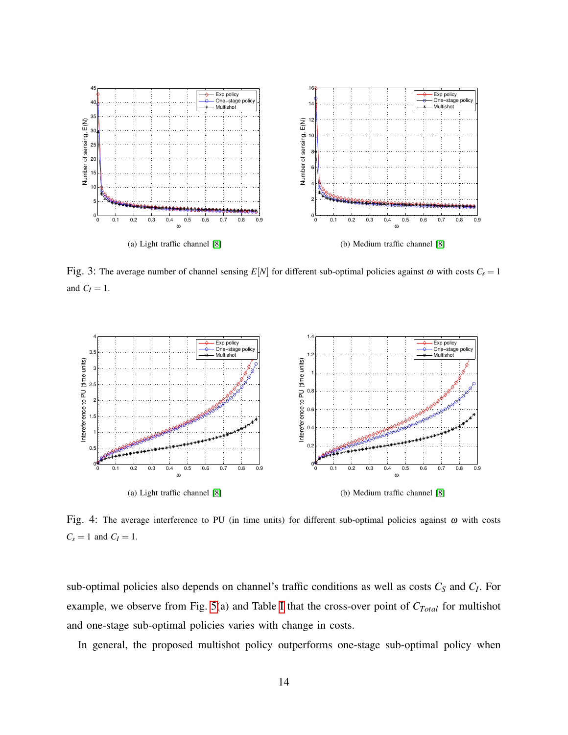(a) Light traffic channel [8]

(b) Medium traffic channel [8]

Fig. 3: The average number of channel sensing $E[N]$ for different sub-optimal policies against $\omega$ with costs $C_s = 1$ and $C_I = 1$.

(a) Light traffic channel [8]

(b) Medium traffic channel [8]

Fig. 4: The average interference to PU (in time units) for different sub-optimal policies against $\omega$ with costs $C_s = 1$ and $C_I = 1$.

sub-optimal policies also depends on channel's traffic conditions as well as costs $C_S$ and $C_I$. For example, we observe from Fig. 5(a) and Table I that the cross-over point of $C_{Total}$ for multishot and one-stage sub-optimal policies varies with change in costs.

In general, the proposed multishot policy outperforms one-stage sub-optimal policy when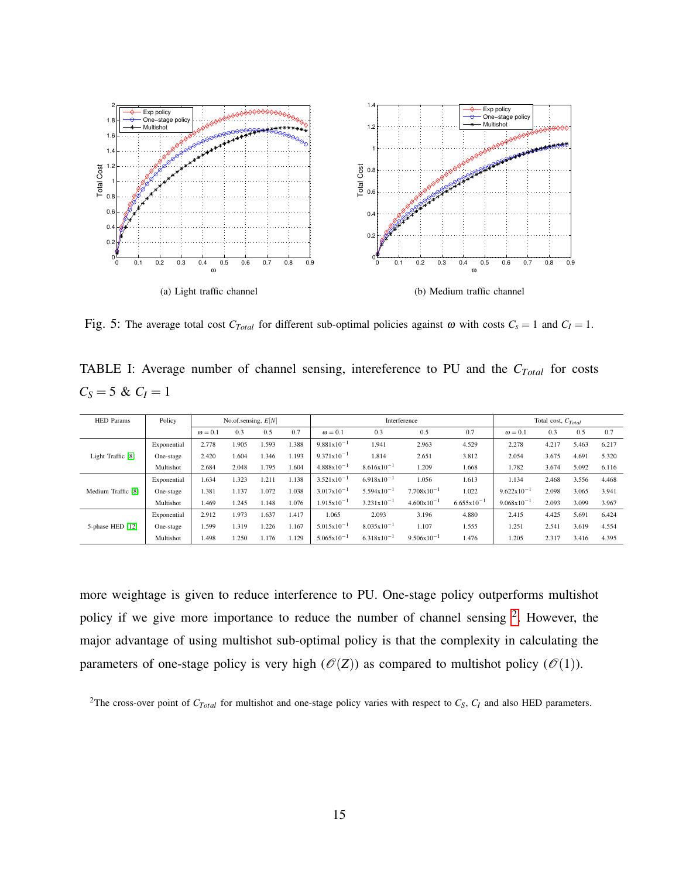(a) Light traffic channel

(b) Medium traffic channel

Fig. 5: The average total cost $C_{Total}$ for different sub-optimal policies against $\omega$ with costs $C_s = 1$ and $C_I = 1$.

TABLE I: Average number of channel sensing, intereference to PU and the $C_{Total}$ for costs $C_S = 5$ & $C_I = 1$

| HED Params | Policy | No.of.sensing, $E[N]$ | | | | Interference | | | | Total cost, $C_{Total}$ | | | |
|---|---|---|---|---|---|---|---|---|---|---|---|---|---|
| | | $\omega = 0.1$ | 0.3 | 0.5 | 0.7 | $\omega = 0.1$ | 0.3 | 0.5 | 0.7 | $\omega = 0.1$ | 0.3 | 0.5 | 0.7 |
| Light Traffic [8] | Exponential | 2.778 | 1.905 | 1.593 | 1.388 | $9.881 \times 10^{-1}$ | 1.941 | 2.963 | 4.529 | 2.278 | 4.217 | 5.463 | 6.217 |
| | One-stage | 2.420 | 1.604 | 1.346 | 1.193 | $9.371 \times 10^{-1}$ | 1.814 | 2.651 | 3.812 | 2.054 | 3.675 | 4.691 | 5.320 |
| | Multishot | 2.684 | 2.048 | 1.795 | 1.604 | $4.888 \times 10^{-1}$ | $8.616 \times 10^{-1}$ | 1.209 | 1.668 | 1.782 | 3.674 | 5.092 | 6.116 |
| Medium Traffic [8] | Exponential | 1.634 | 1.323 | 1.211 | 1.138 | $3.521 \times 10^{-1}$ | $6.918 \times 10^{-1}$ | 1.056 | 1.613 | 1.134 | 2.468 | 3.556 | 4.468 |
| | One-stage | 1.381 | 1.137 | 1.072 | 1.038 | $3.017 \times 10^{-1}$ | $5.594 \times 10^{-1}$ | $7.708 \times 10^{-1}$ | 1.022 | $9.622 \times 10^{-1}$ | 2.098 | 3.065 | 3.941 |
| | Multishot | 1.469 | 1.245 | 1.148 | 1.076 | $1.915 \times 10^{-1}$ | $3.231 \times 10^{-1}$ | $4.600 \times 10^{-1}$ | $6.655 \times 10^{-1}$ | $9.068 \times 10^{-1}$ | 2.093 | 3.099 | 3.967 |
| 5-phase HED [12] | Exponential | 2.912 | 1.973 | 1.637 | 1.417 | 1.065 | 2.093 | 3.196 | 4.880 | 2.415 | 4.425 | 5.691 | 6.424 |
| | One-stage | 1.599 | 1.319 | 1.226 | 1.167 | $5.015 \times 10^{-1}$ | $8.035 \times 10^{-1}$ | 1.107 | 1.555 | 1.251 | 2.541 | 3.619 | 4.554 |
| | Multishot | 1.498 | 1.250 | 1.176 | 1.129 | $5.065 \times 10^{-1}$ | $6.318 \times 10^{-1}$ | $9.506 \times 10^{-1}$ | 1.476 | 1.205 | 2.317 | 3.416 | 4.395 |

more weightage is given to reduce interference to PU. One-stage policy outperforms multishot policy if we give more importance to reduce the number of channel sensing [2]. However, the major advantage of using multishot sub-optimal policy is that the complexity in calculating the parameters of one-stage policy is very high ($\mathcal{O}(Z)$) as compared to multishot policy ($\mathcal{O}(1)$).

[2]The cross-over point of $C_{Total}$ for multishot and one-stage policy varies with respect to $C_S$, $C_I$ and also HED parameters.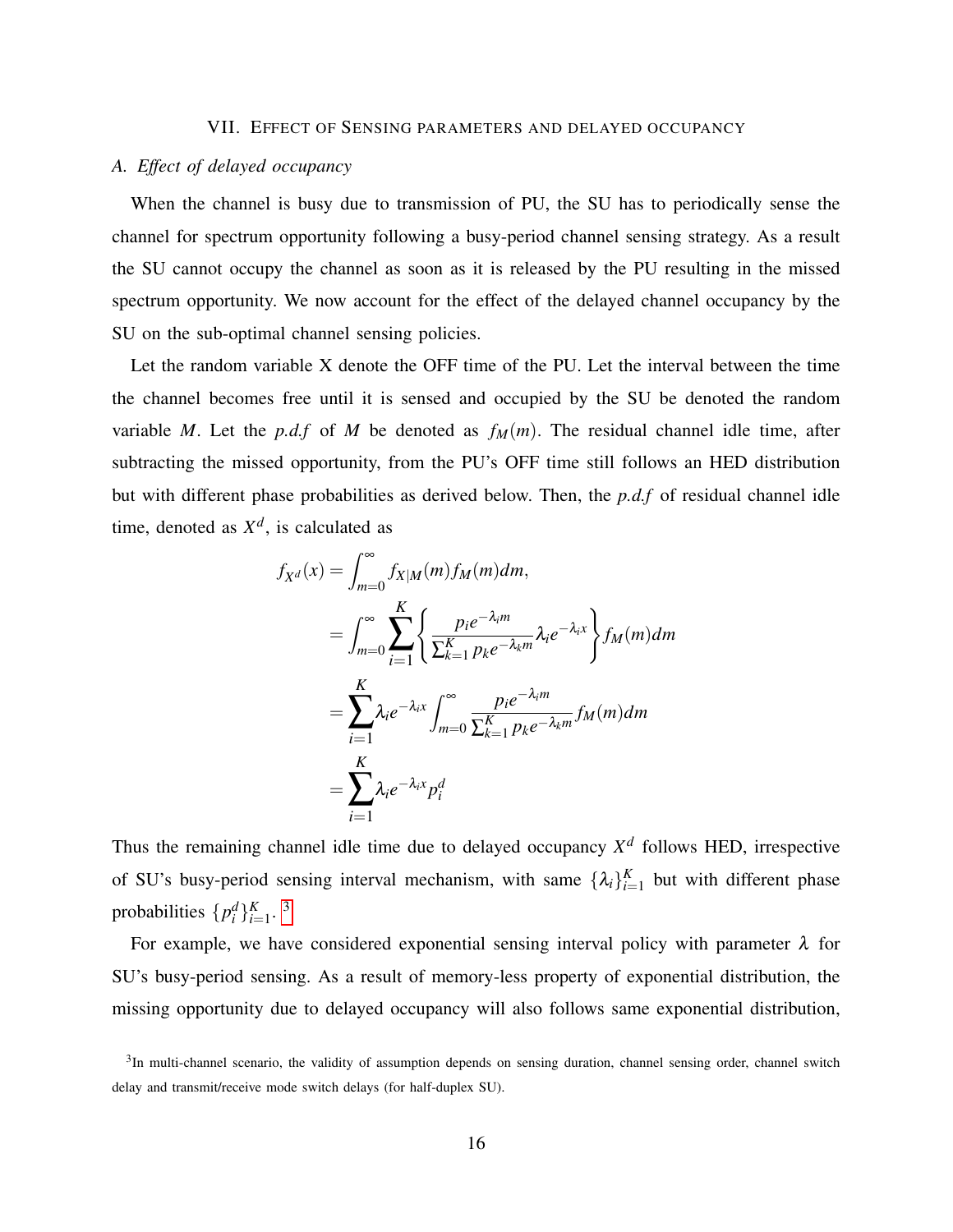## VII. Effect of Sensing parameters and delayed occupancy

### A. Effect of delayed occupancy

When the channel is busy due to transmission of PU, the SU has to periodically sense the channel for spectrum opportunity following a busy-period channel sensing strategy. As a result the SU cannot occupy the channel as soon as it is released by the PU resulting in the missed spectrum opportunity. We now account for the effect of the delayed channel occupancy by the SU on the sub-optimal channel sensing policies.

Let the random variable X denote the OFF time of the PU. Let the interval between the time the channel becomes free until it is sensed and occupied by the SU be denoted the random variable $M$. Let the *p.d.f* of $M$ be denoted as $f_M(m)$. The residual channel idle time, after subtracting the missed opportunity, from the PU's OFF time still follows an HED distribution but with different phase probabilities as derived below. Then, the *p.d.f* of residual channel idle time, denoted as $X^d$, is calculated as

$$
\begin{aligned}
f_{X^d}(x) &= \int_{m=0}^{\infty} f_{X|M}(m) f_M(m) dm, \\
&= \int_{m=0}^{\infty} \sum_{i=1}^{K} \left\{ \frac{p_i e^{-\lambda_i m}}{\sum_{k=1}^{K} p_k e^{-\lambda_k m}} \lambda_i e^{-\lambda_i x} \right\} f_M(m) dm \\
&= \sum_{i=1}^{K} \lambda_i e^{-\lambda_i x} \int_{m=0}^{\infty} \frac{p_i e^{-\lambda_i m}}{\sum_{k=1}^{K} p_k e^{-\lambda_k m}} f_M(m) dm \\
&= \sum_{i=1}^{K} \lambda_i e^{-\lambda_i x} p_i^d
\end{aligned}
$$

Thus the remaining channel idle time due to delayed occupancy $X^d$ follows HED, irrespective of SU's busy-period sensing interval mechanism, with same $\{\lambda_i\}_{i=1}^{K}$ but with different phase probabilities $\{p_i^d\}_{i=1}^{K}$. [3]

For example, we have considered exponential sensing interval policy with parameter $\lambda$ for SU's busy-period sensing. As a result of memory-less property of exponential distribution, the missing opportunity due to delayed occupancy will also follows same exponential distribution,

[3] In multi-channel scenario, the validity of assumption depends on sensing duration, channel sensing order, channel switch delay and transmit/receive mode switch delays (for half-duplex SU).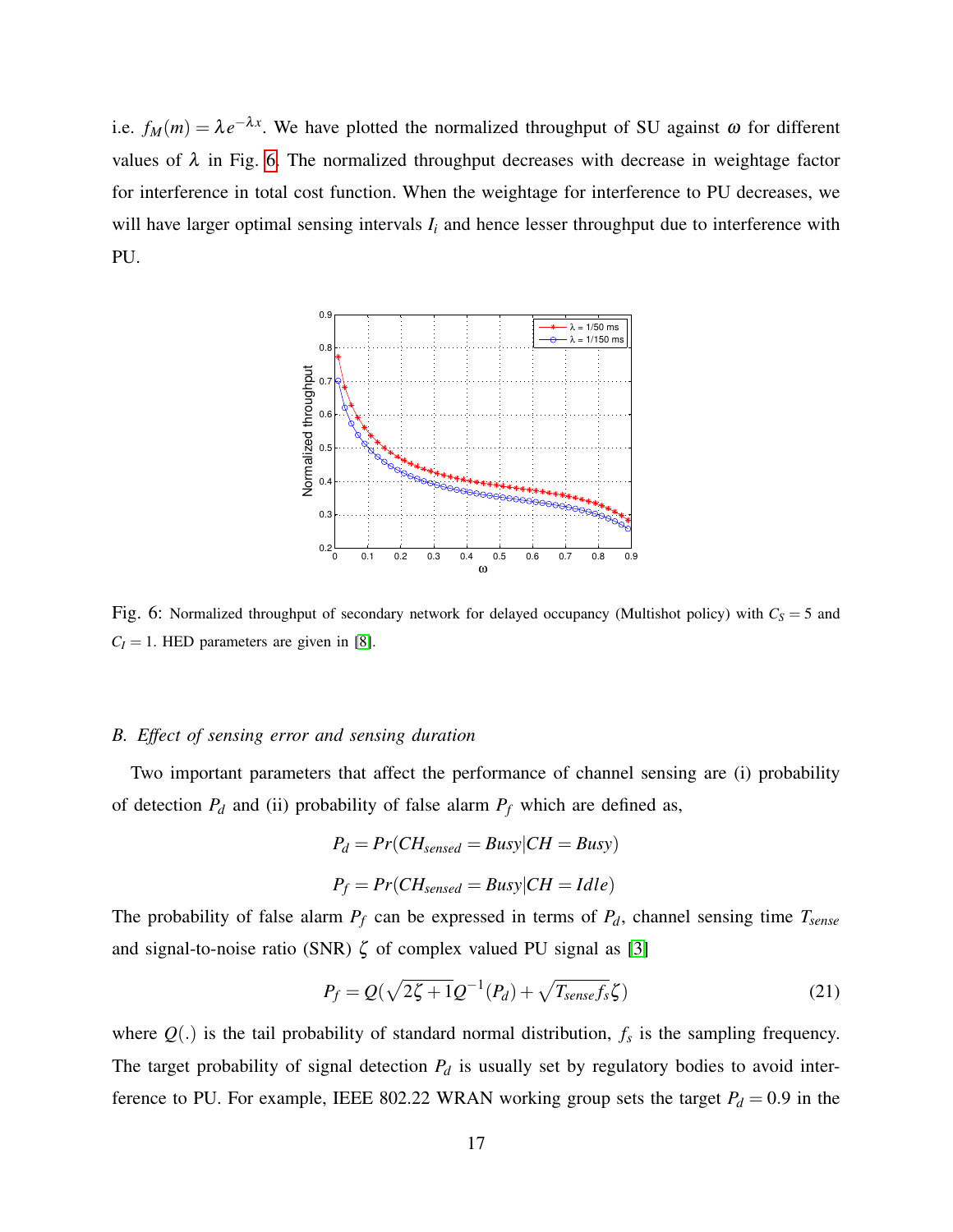i.e. $f_M(m) = \lambda e^{-\lambda x}$. We have plotted the normalized throughput of SU against $\omega$ for different values of $\lambda$ in Fig. 6. The normalized throughput decreases with decrease in weightage factor for interference in total cost function. When the weightage for interference to PU decreases, we will have larger optimal sensing intervals $I_i$ and hence lesser throughput due to interference with PU.

Fig. 6: Normalized throughput of secondary network for delayed occupancy (Multishot policy) with $C_S = 5$ and $C_I = 1$. HED parameters are given in [8].

### B. Effect of sensing error and sensing duration

Two important parameters that affect the performance of channel sensing are (i) probability of detection $P_d$ and (ii) probability of false alarm $P_f$ which are defined as,

$$P_d = Pr(CH_{sensed} = Busy|CH = Busy)$$

$$P_f = Pr(CH_{sensed} = Busy|CH = Idle)$$

The probability of false alarm $P_f$ can be expressed in terms of $P_d$, channel sensing time $T_{sense}$ and signal-to-noise ratio (SNR) $\zeta$ of complex valued PU signal as [3]

$$P_f = Q(\sqrt{2\zeta + 1}Q^{-1}(P_d) + \sqrt{T_{sense} f_s} \zeta) \tag{21}$$

where $Q(.)$ is the tail probability of standard normal distribution, $f_s$ is the sampling frequency. The target probability of signal detection $P_d$ is usually set by regulatory bodies to avoid interference to PU. For example, IEEE 802.22 WRAN working group sets the target $P_d = 0.9$ in the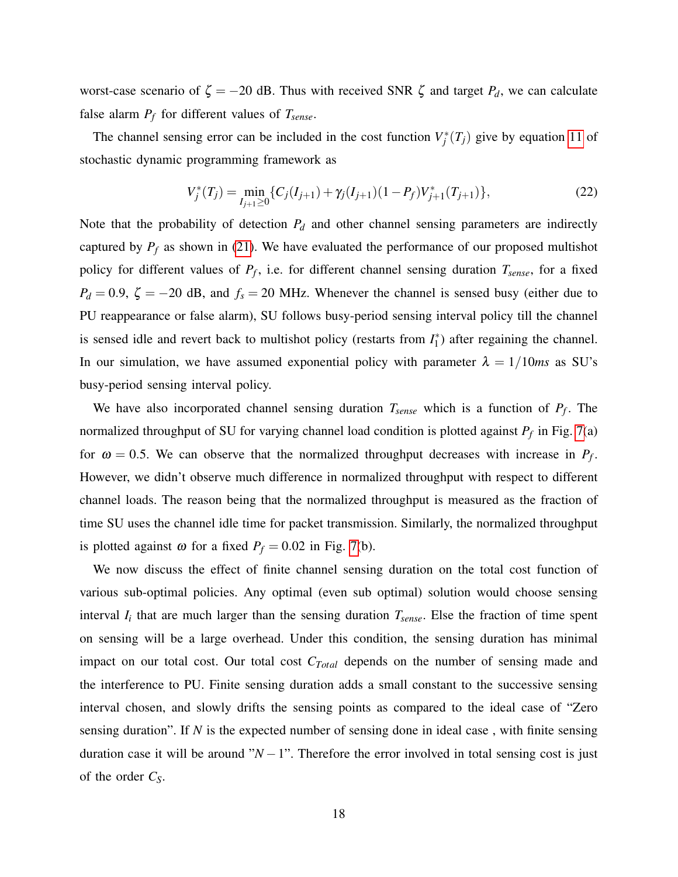worst-case scenario of $\zeta = -20$ dB. Thus with received SNR $\zeta$ and target $P_d$, we can calculate false alarm $P_f$ for different values of $T_{sense}$.

The channel sensing error can be included in the cost function $V_j^*(T_j)$ give by equation 11 of stochastic dynamic programming framework as

$$V_j^*(T_j) = \min_{I_{j+1} \geq 0} \{C_j(I_{j+1}) + \gamma_j(I_{j+1})(1 - P_f)V_{j+1}^*(T_{j+1})\}, \tag{22}$$

Note that the probability of detection $P_d$ and other channel sensing parameters are indirectly captured by $P_f$ as shown in (21). We have evaluated the performance of our proposed multishot policy for different values of $P_f$, i.e. for different channel sensing duration $T_{sense}$, for a fixed $P_d = 0.9$, $\zeta = -20$ dB, and $f_s = 20$ MHz. Whenever the channel is sensed busy (either due to PU reappearance or false alarm), SU follows busy-period sensing interval policy till the channel is sensed idle and revert back to multishot policy (restarts from $I_1^*$) after regaining the channel. In our simulation, we have assumed exponential policy with parameter $\lambda = 1/10ms$ as SU's busy-period sensing interval policy.

We have also incorporated channel sensing duration $T_{sense}$ which is a function of $P_f$. The normalized throughput of SU for varying channel load condition is plotted against $P_f$ in Fig. 7(a) for $\omega = 0.5$. We can observe that the normalized throughput decreases with increase in $P_f$. However, we didn't observe much difference in normalized throughput with respect to different channel loads. The reason being that the normalized throughput is measured as the fraction of time SU uses the channel idle time for packet transmission. Similarly, the normalized throughput is plotted against $\omega$ for a fixed $P_f = 0.02$ in Fig. 7(b).

We now discuss the effect of finite channel sensing duration on the total cost function of various sub-optimal policies. Any optimal (even sub optimal) solution would choose sensing interval $I_i$ that are much larger than the sensing duration $T_{sense}$. Else the fraction of time spent on sensing will be a large overhead. Under this condition, the sensing duration has minimal impact on our total cost. Our total cost $C_{Total}$ depends on the number of sensing made and the interference to PU. Finite sensing duration adds a small constant to the successive sensing interval chosen, and slowly drifts the sensing points as compared to the ideal case of "Zero sensing duration". If $N$ is the expected number of sensing done in ideal case , with finite sensing duration case it will be around "$N-1$". Therefore the error involved in total sensing cost is just of the order $C_S$.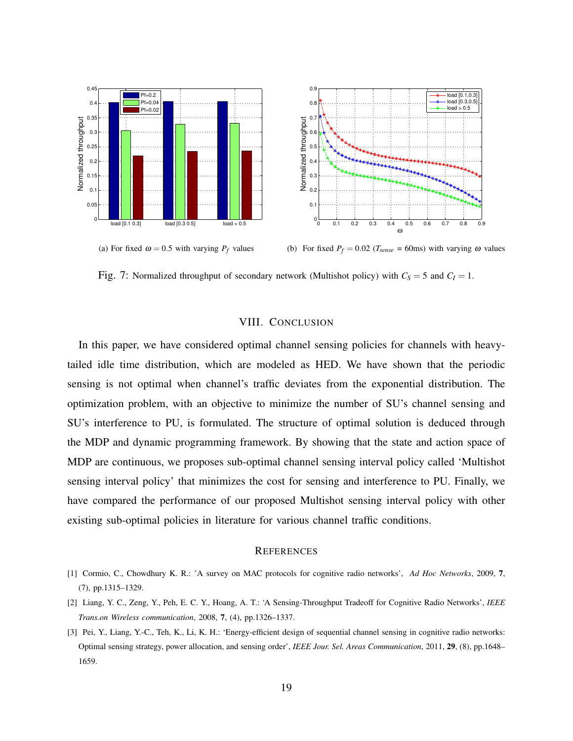(a) For fixed $\omega = 0.5$ with varying $P_f$ values

(b) For fixed $P_f = 0.02$ ($T_{sense}$ = 60ms) with varying $\omega$ values

Fig. 7: Normalized throughput of secondary network (Multishot policy) with $C_S = 5$ and $C_I = 1$.

## VIII. Conclusion

In this paper, we have considered optimal channel sensing policies for channels with heavy-tailed idle time distribution, which are modeled as HED. We have shown that the periodic sensing is not optimal when channel's traffic deviates from the exponential distribution. The optimization problem, with an objective to minimize the number of SU's channel sensing and SU's interference to PU, is formulated. The structure of optimal solution is deduced through the MDP and dynamic programming framework. By showing that the state and action space of MDP are continuous, we proposes sub-optimal channel sensing interval policy called 'Multishot sensing interval policy' that minimizes the cost for sensing and interference to PU. Finally, we have compared the performance of our proposed Multishot sensing interval policy with other existing sub-optimal policies in literature for various channel traffic conditions.

## References

[1] Cormio, C., Chowdhury K. R.: 'A survey on MAC protocols for cognitive radio networks', *Ad Hoc Networks*, 2009, **7**, (7), pp.1315–1329.

[2] Liang, Y. C., Zeng, Y., Peh, E. C. Y., Hoang, A. T.: 'A Sensing-Throughput Tradeoff for Cognitive Radio Networks', *IEEE Trans.on Wireless communication*, 2008, **7**, (4), pp.1326–1337.

[3] Pei, Y., Liang, Y.-C., Teh, K., Li, K. H.: 'Energy-efficient design of sequential channel sensing in cognitive radio networks: Optimal sensing strategy, power allocation, and sensing order', *IEEE Jour. Sel. Areas Communication*, 2011, **29**, (8), pp.1648–1659.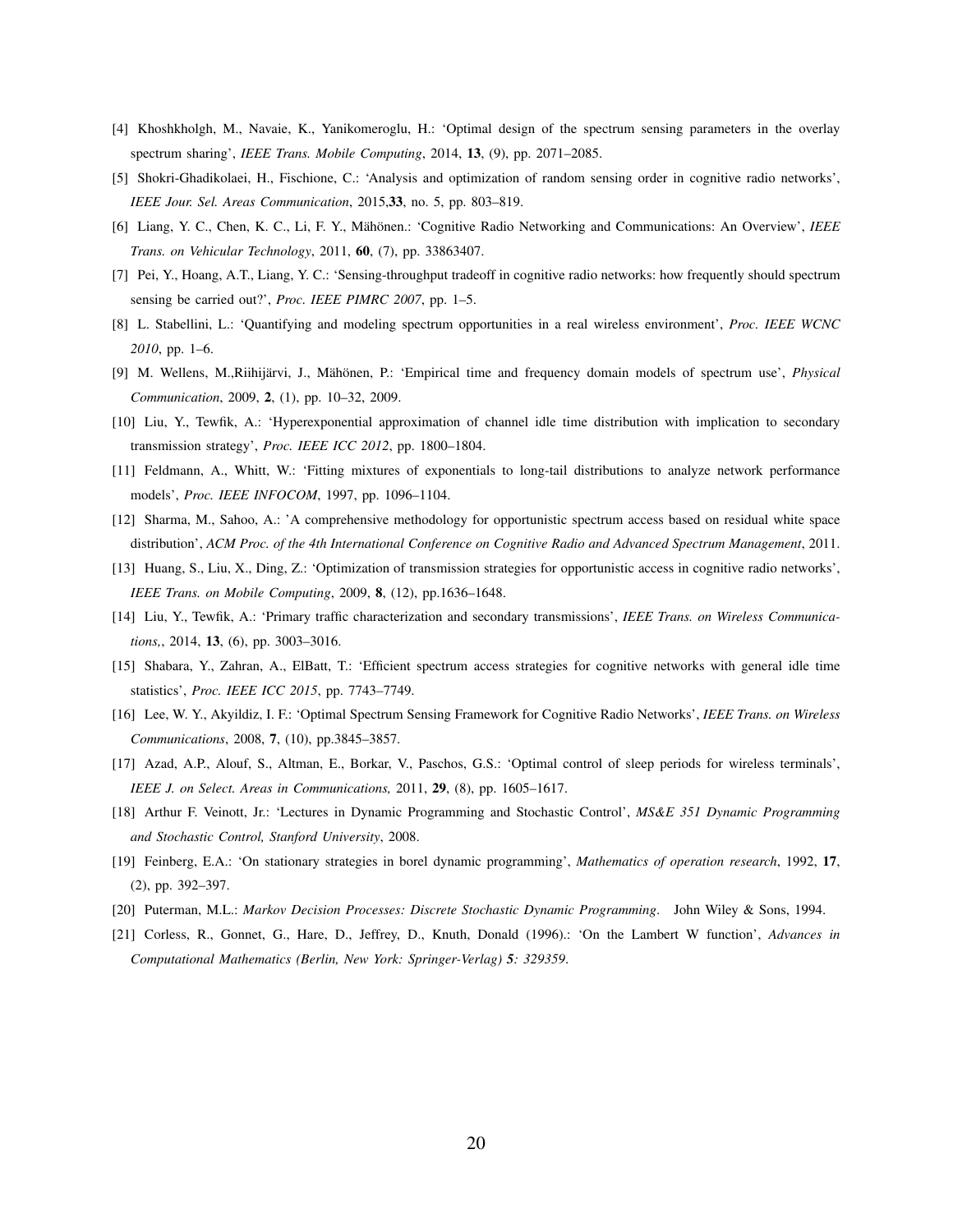[4] Khoshkholgh, M., Navaie, K., Yanikomeroglu, H.: 'Optimal design of the spectrum sensing parameters in the overlay spectrum sharing', *IEEE Trans. Mobile Computing*, 2014, **13**, (9), pp. 2071–2085.

[5] Shokri-Ghadikolaei, H., Fischione, C.: 'Analysis and optimization of random sensing order in cognitive radio networks', *IEEE Jour. Sel. Areas Communication*, 2015,**33**, no. 5, pp. 803–819.

[6] Liang, Y. C., Chen, K. C., Li, F. Y., Mähönen.: 'Cognitive Radio Networking and Communications: An Overview', *IEEE Trans. on Vehicular Technology*, 2011, **60**, (7), pp. 33863407.

[7] Pei, Y., Hoang, A.T., Liang, Y. C.: 'Sensing-throughput tradeoff in cognitive radio networks: how frequently should spectrum sensing be carried out?', *Proc. IEEE PIMRC 2007*, pp. 1–5.

[8] L. Stabellini, L.: 'Quantifying and modeling spectrum opportunities in a real wireless environment', *Proc. IEEE WCNC 2010*, pp. 1–6.

[9] M. Wellens, M.,Riihijärvi, J., Mähönen, P.: 'Empirical time and frequency domain models of spectrum use', *Physical Communication*, 2009, **2**, (1), pp. 10–32, 2009.

[10] Liu, Y., Tewfik, A.: 'Hyperexponential approximation of channel idle time distribution with implication to secondary transmission strategy', *Proc. IEEE ICC 2012*, pp. 1800–1804.

[11] Feldmann, A., Whitt, W.: 'Fitting mixtures of exponentials to long-tail distributions to analyze network performance models', *Proc. IEEE INFOCOM*, 1997, pp. 1096–1104.

[12] Sharma, M., Sahoo, A.: 'A comprehensive methodology for opportunistic spectrum access based on residual white space distribution', *ACM Proc. of the 4th International Conference on Cognitive Radio and Advanced Spectrum Management*, 2011.

[13] Huang, S., Liu, X., Ding, Z.: 'Optimization of transmission strategies for opportunistic access in cognitive radio networks', *IEEE Trans. on Mobile Computing*, 2009, **8**, (12), pp.1636–1648.

[14] Liu, Y., Tewfik, A.: 'Primary traffic characterization and secondary transmissions', *IEEE Trans. on Wireless Communications,*, 2014, **13**, (6), pp. 3003–3016.

[15] Shabara, Y., Zahran, A., ElBatt, T.: 'Efficient spectrum access strategies for cognitive networks with general idle time statistics', *Proc. IEEE ICC 2015*, pp. 7743–7749.

[16] Lee, W. Y., Akyildiz, I. F.: 'Optimal Spectrum Sensing Framework for Cognitive Radio Networks', *IEEE Trans. on Wireless Communications*, 2008, **7**, (10), pp.3845–3857.

[17] Azad, A.P., Alouf, S., Altman, E., Borkar, V., Paschos, G.S.: 'Optimal control of sleep periods for wireless terminals', *IEEE J. on Select. Areas in Communications,* 2011, **29**, (8), pp. 1605–1617.

[18] Arthur F. Veinott, Jr.: 'Lectures in Dynamic Programming and Stochastic Control', *MS&E 351 Dynamic Programming and Stochastic Control, Stanford University*, 2008.

[19] Feinberg, E.A.: 'On stationary strategies in borel dynamic programming', *Mathematics of operation research*, 1992, **17**, (2), pp. 392–397.

[20] Puterman, M.L.: *Markov Decision Processes: Discrete Stochastic Dynamic Programming*. John Wiley & Sons, 1994.

[21] Corless, R., Gonnet, G., Hare, D., Jeffrey, D., Knuth, Donald (1996).: 'On the Lambert W function', *Advances in Computational Mathematics (Berlin, New York: Springer-Verlag) **5**: 329359*.